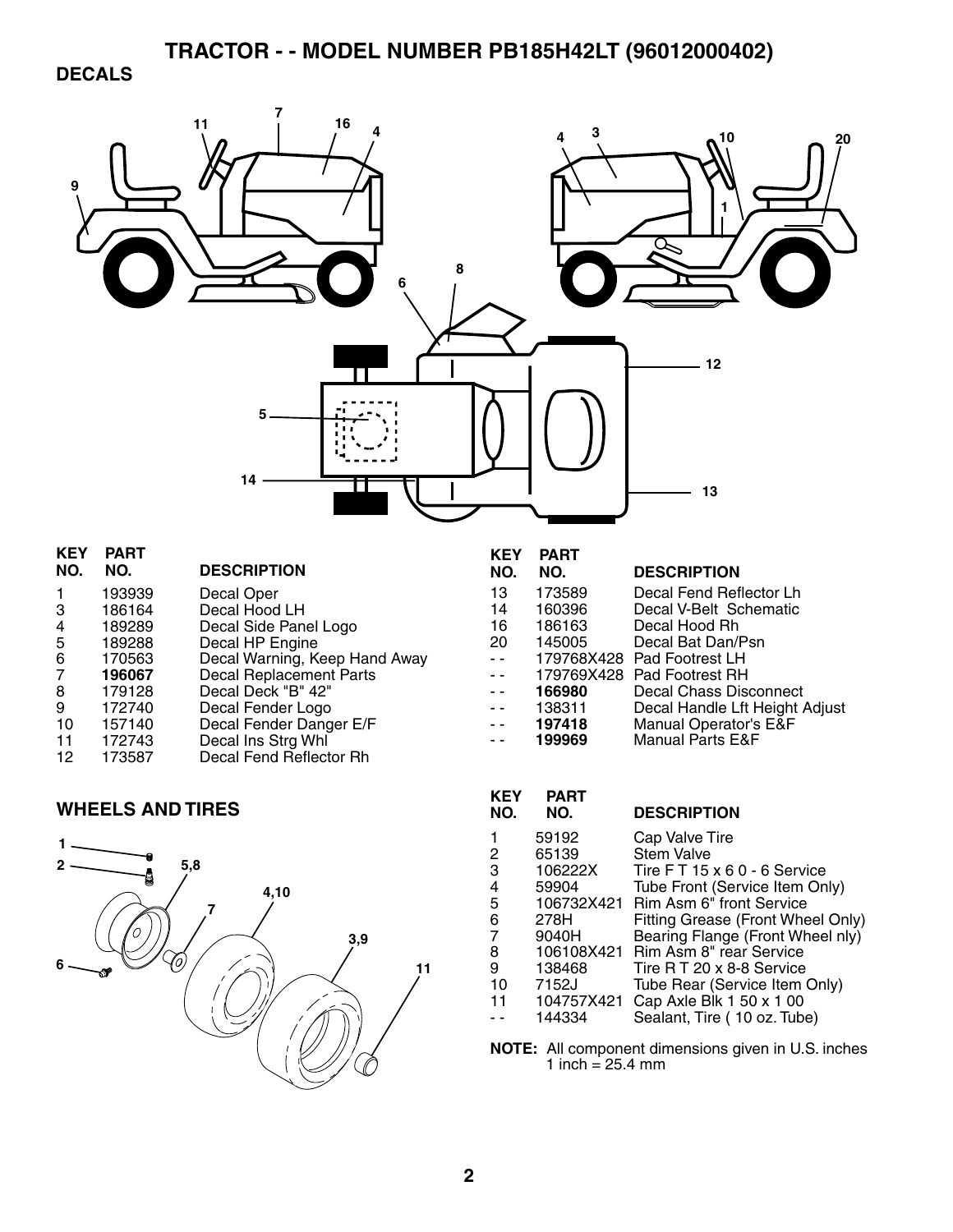# TRACTOR - - MODEL NUMBER PB185H42LT (96012000402)

## DECALS

| KEY NO. | PART NO. | DESCRIPTION |
|---|---|---|
| 1 | 193939 | Decal Oper |
| 3 | 186164 | Decal Hood LH |
| 4 | 189289 | Decal Side Panel Logo |
| 5 | 189288 | Decal HP Engine |
| 6 | 170563 | Decal Warning, Keep Hand Away |
| 7 | **196067** | Decal Replacement Parts |
| 8 | 179128 | Decal Deck "B" 42" |
| 9 | 172740 | Decal Fender Logo |
| 10 | 157140 | Decal Fender Danger E/F |
| 11 | 172743 | Decal Ins Strg Whl |
| 12 | 173587 | Decal Fend Reflector Rh |
| 13 | 173589 | Decal Fend Reflector Lh |
| 14 | 160396 | Decal V-Belt Schematic |
| 16 | 186163 | Decal Hood Rh |
| 20 | 145005 | Decal Bat Dan/Psn |
| - - | 179768X428 | Pad Footrest LH |
| - - | 179769X428 | Pad Footrest RH |
| - - | **166980** | Decal Chass Disconnect |
| - - | 138311 | Decal Handle Lft Height Adjust |
| - - | **197418** | Manual Operator's E&F |
| - - | **199969** | Manual Parts E&F |

## WHEELS AND TIRES

| KEY NO. | PART NO. | DESCRIPTION |
|---|---|---|
| 1 | 59192 | Cap Valve Tire |
| 2 | 65139 | Stem Valve |
| 3 | 106222X | Tire F T 15 x 6 0 - 6 Service |
| 4 | 59904 | Tube Front (Service Item Only) |
| 5 | 106732X421 | Rim Asm 6" front Service |
| 6 | 278H | Fitting Grease (Front Wheel Only) |
| 7 | 9040H | Bearing Flange (Front Wheel nly) |
| 8 | 106108X421 | Rim Asm 8" rear Service |
| 9 | 138468 | Tire R T 20 x 8-8 Service |
| 10 | 7152J | Tube Rear (Service Item Only) |
| 11 | 104757X421 | Cap Axle Blk 1 50 x 1 00 |
| - - | 144334 | Sealant, Tire ( 10 oz. Tube) |

**NOTE:** All component dimensions given in U.S. inches
1 inch = 25.4 mm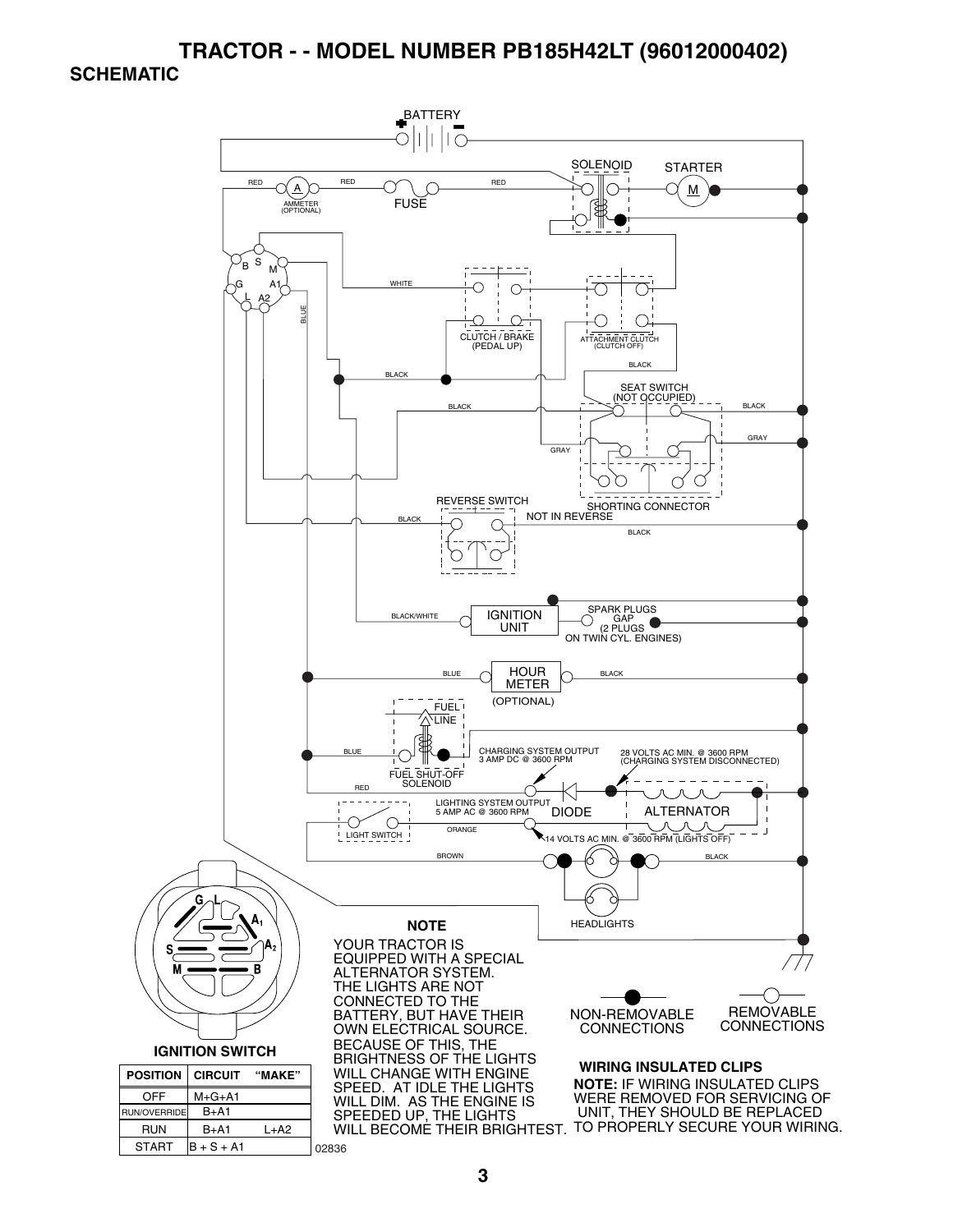# TRACTOR - - MODEL NUMBER PB185H42LT (96012000402)

## SCHEMATIC

BATTERY

SOLENOID

STARTER

M

RED

A

AMMETER (OPTIONAL)

RED

FUSE

RED

B S M

G A1

L A2

WHITE

BLUE

CLUTCH / BRAKE (PEDAL UP)

ATTACHMENT CLUTCH (CLUTCH OFF)

BLACK

BLACK

SEAT SWITCH (NOT OCCUPIED)

BLACK

BLACK

GRAY

GRAY

SHORTING CONNECTOR

REVERSE SWITCH

NOT IN REVERSE

BLACK

BLACK

BLACK/WHITE

IGNITION UNIT

SPARK PLUGS GAP (2 PLUGS ON TWIN CYL. ENGINES)

BLUE

HOUR METER

BLACK

(OPTIONAL)

FUEL LINE

BLUE

FUEL SHUT-OFF SOLENOID

CHARGING SYSTEM OUTPUT 3 AMP DC @ 3600 RPM

28 VOLTS AC MIN. @ 3600 RPM (CHARGING SYSTEM DISCONNECTED)

RED

LIGHTING SYSTEM OUTPUT 5 AMP AC @ 3600 RPM

DIODE

ALTERNATOR

LIGHT SWITCH

ORANGE

14 VOLTS AC MIN. @ 3600 RPM (LIGHTS OFF)

BROWN

BLACK

HEADLIGHTS

### NOTE

YOUR TRACTOR IS EQUIPPED WITH A SPECIAL ALTERNATOR SYSTEM. THE LIGHTS ARE NOT CONNECTED TO THE BATTERY, BUT HAVE THEIR OWN ELECTRICAL SOURCE. BECAUSE OF THIS, THE BRIGHTNESS OF THE LIGHTS WILL CHANGE WITH ENGINE SPEED. AT IDLE THE LIGHTS WILL DIM. AS THE ENGINE IS SPEEDED UP, THE LIGHTS WILL BECOME THEIR BRIGHTEST.

NON-REMOVABLE CONNECTIONS

REMOVABLE CONNECTIONS

**WIRING INSULATED CLIPS**

**NOTE:** IF WIRING INSULATED CLIPS WERE REMOVED FOR SERVICING OF UNIT, THEY SHOULD BE REPLACED TO PROPERLY SECURE YOUR WIRING.

G L A1 A2 S M B

**IGNITION SWITCH**

| POSITION | CIRCUIT | "MAKE" |
|---|---|---|
| OFF | M+G+A1 | |
| RUN/OVERRIDE | B+A1 | |
| RUN | B+A1 | L+A2 |
| START | B + S + A1 | |

02836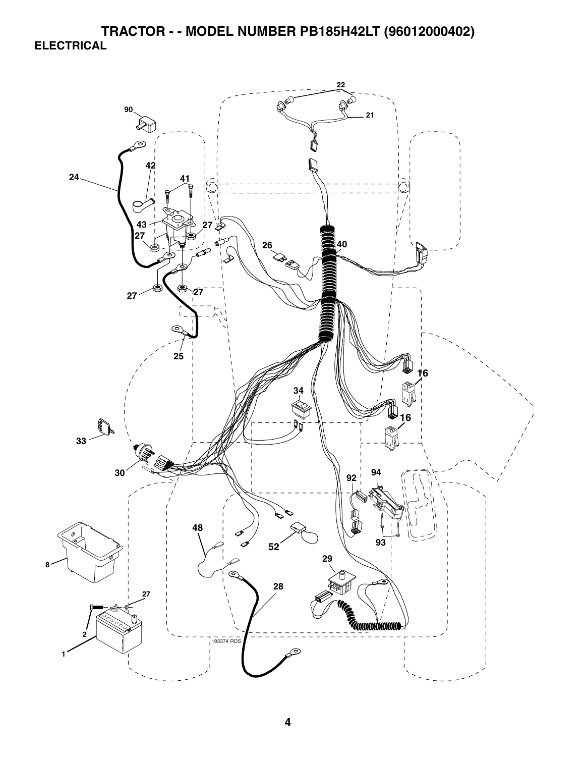# TRACTOR - - MODEL NUMBER PB185H42LT (96012000402)

## ELECTRICAL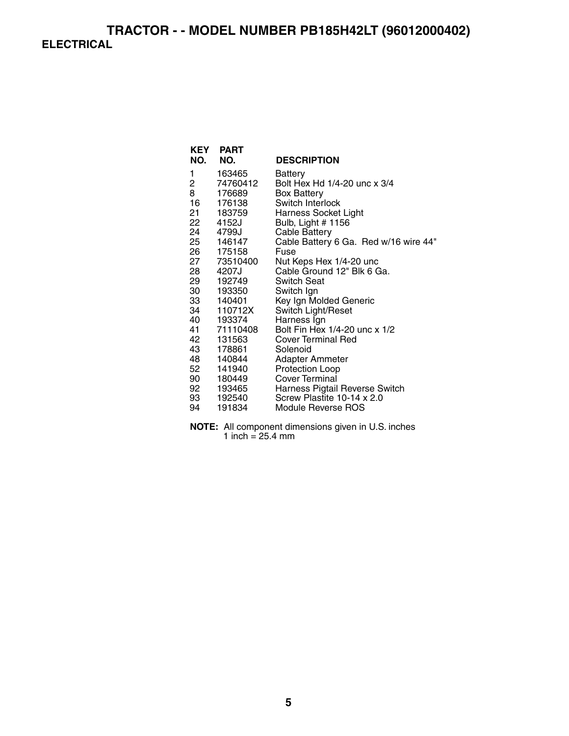# TRACTOR - - MODEL NUMBER PB185H42LT (96012000402)

## ELECTRICAL

| KEY NO. | PART NO. | DESCRIPTION |
|---|---|---|
| 1 | 163465 | Battery |
| 2 | 74760412 | Bolt Hex Hd 1/4-20 unc x 3/4 |
| 8 | 176689 | Box Battery |
| 16 | 176138 | Switch Interlock |
| 21 | 183759 | Harness Socket Light |
| 22 | 4152J | Bulb, Light # 1156 |
| 24 | 4799J | Cable Battery |
| 25 | 146147 | Cable Battery 6 Ga. Red w/16 wire 44" |
| 26 | 175158 | Fuse |
| 27 | 73510400 | Nut Keps Hex 1/4-20 unc |
| 28 | 4207J | Cable Ground 12" Blk 6 Ga. |
| 29 | 192749 | Switch Seat |
| 30 | 193350 | Switch Ign |
| 33 | 140401 | Key Ign Molded Generic |
| 34 | 110712X | Switch Light/Reset |
| 40 | 193374 | Harness Ign |
| 41 | 71110408 | Bolt Fin Hex 1/4-20 unc x 1/2 |
| 42 | 131563 | Cover Terminal Red |
| 43 | 178861 | Solenoid |
| 48 | 140844 | Adapter Ammeter |
| 52 | 141940 | Protection Loop |
| 90 | 180449 | Cover Terminal |
| 92 | 193465 | Harness Pigtail Reverse Switch |
| 93 | 192540 | Screw Plastite 10-14 x 2.0 |
| 94 | 191834 | Module Reverse ROS |

**NOTE:** All component dimensions given in U.S. inches
1 inch = 25.4 mm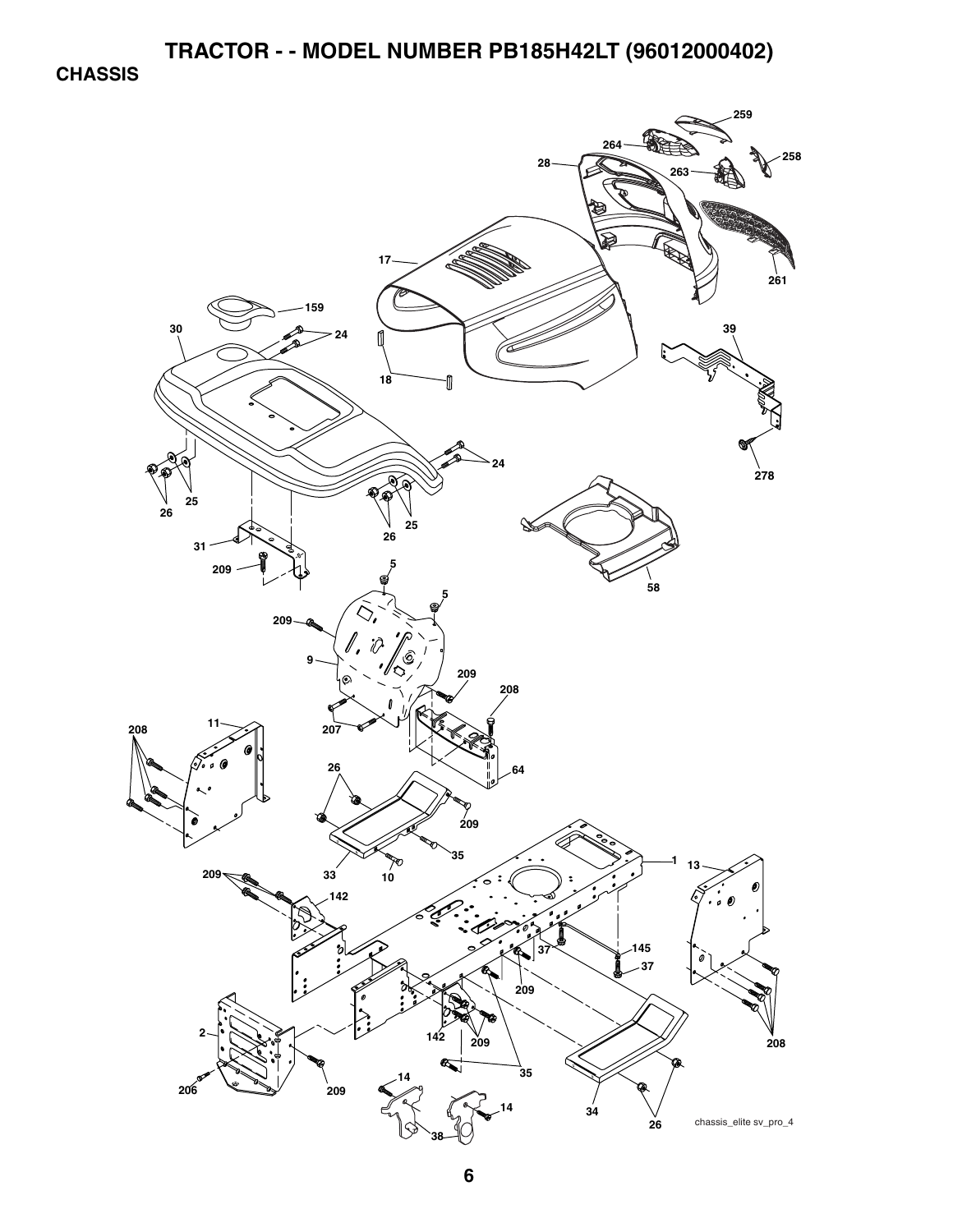# TRACTOR - - MODEL NUMBER PB185H42LT (96012000402)

## CHASSIS

chassis_elite sv_pro_4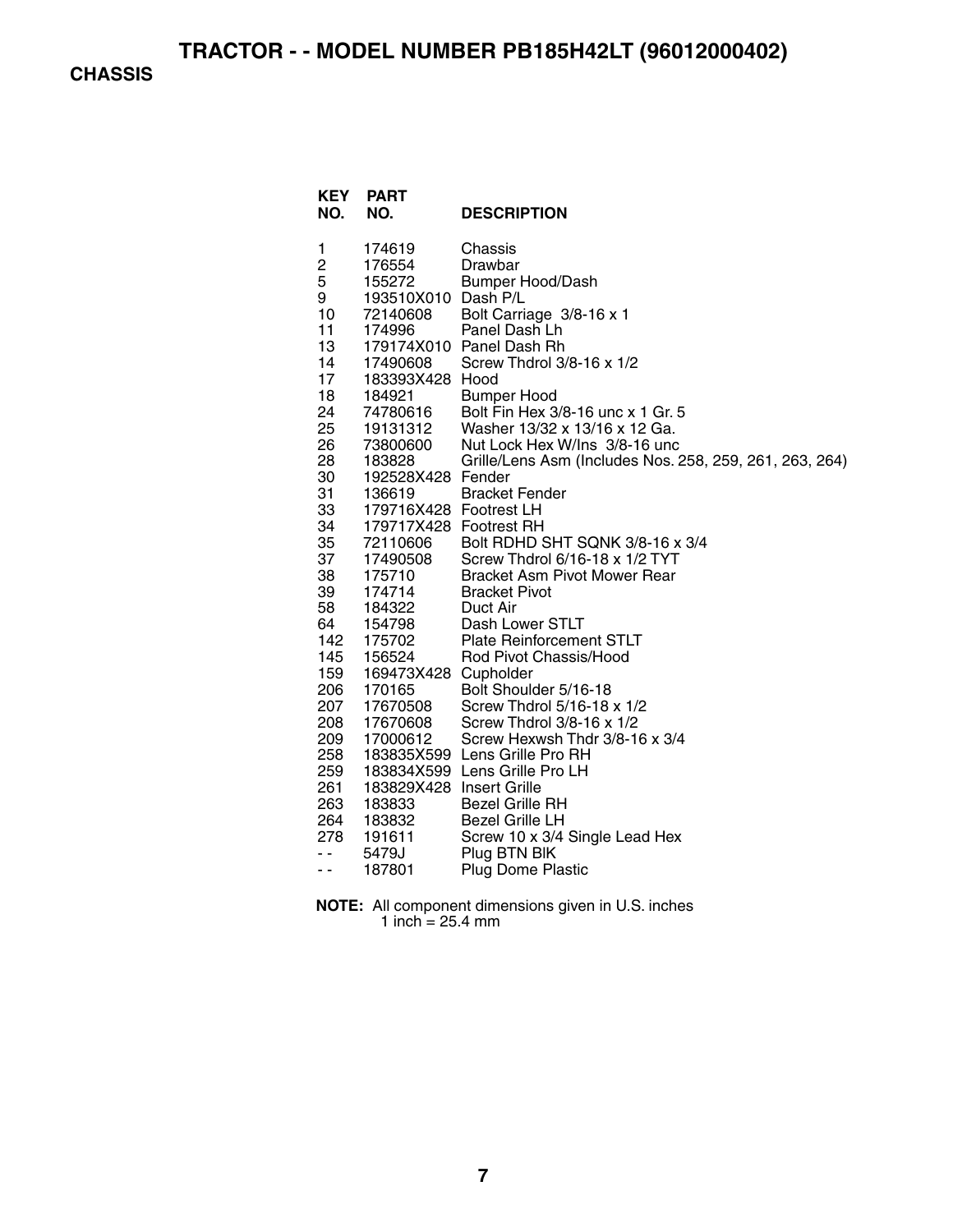# TRACTOR - - MODEL NUMBER PB185H42LT (96012000402)

## CHASSIS

| KEY NO. | PART NO. | DESCRIPTION |
|---|---|---|
| 1 | 174619 | Chassis |
| 2 | 176554 | Drawbar |
| 5 | 155272 | Bumper Hood/Dash |
| 9 | 193510X010 | Dash P/L |
| 10 | 72140608 | Bolt Carriage 3/8-16 x 1 |
| 11 | 174996 | Panel Dash Lh |
| 13 | 179174X010 | Panel Dash Rh |
| 14 | 17490608 | Screw Thdrol 3/8-16 x 1/2 |
| 17 | 183393X428 | Hood |
| 18 | 184921 | Bumper Hood |
| 24 | 74780616 | Bolt Fin Hex 3/8-16 unc x 1 Gr. 5 |
| 25 | 19131312 | Washer 13/32 x 13/16 x 12 Ga. |
| 26 | 73800600 | Nut Lock Hex W/Ins 3/8-16 unc |
| 28 | 183828 | Grille/Lens Asm (Includes Nos. 258, 259, 261, 263, 264) |
| 30 | 192528X428 | Fender |
| 31 | 136619 | Bracket Fender |
| 33 | 179716X428 | Footrest LH |
| 34 | 179717X428 | Footrest RH |
| 35 | 72110606 | Bolt RDHD SHT SQNK 3/8-16 x 3/4 |
| 37 | 17490508 | Screw Thdrol 6/16-18 x 1/2 TYT |
| 38 | 175710 | Bracket Asm Pivot Mower Rear |
| 39 | 174714 | Bracket Pivot |
| 58 | 184322 | Duct Air |
| 64 | 154798 | Dash Lower STLT |
| 142 | 175702 | Plate Reinforcement STLT |
| 145 | 156524 | Rod Pivot Chassis/Hood |
| 159 | 169473X428 | Cupholder |
| 206 | 170165 | Bolt Shoulder 5/16-18 |
| 207 | 17670508 | Screw Thdrol 5/16-18 x 1/2 |
| 208 | 17670608 | Screw Thdrol 3/8-16 x 1/2 |
| 209 | 17000612 | Screw Hexwsh Thdr 3/8-16 x 3/4 |
| 258 | 183835X599 | Lens Grille Pro RH |
| 259 | 183834X599 | Lens Grille Pro LH |
| 261 | 183829X428 | Insert Grille |
| 263 | 183833 | Bezel Grille RH |
| 264 | 183832 | Bezel Grille LH |
| 278 | 191611 | Screw 10 x 3/4 Single Lead Hex |
| - - | 5479J | Plug BTN Blk |
| - - | 187801 | Plug Dome Plastic |

**NOTE:** All component dimensions given in U.S. inches
1 inch = 25.4 mm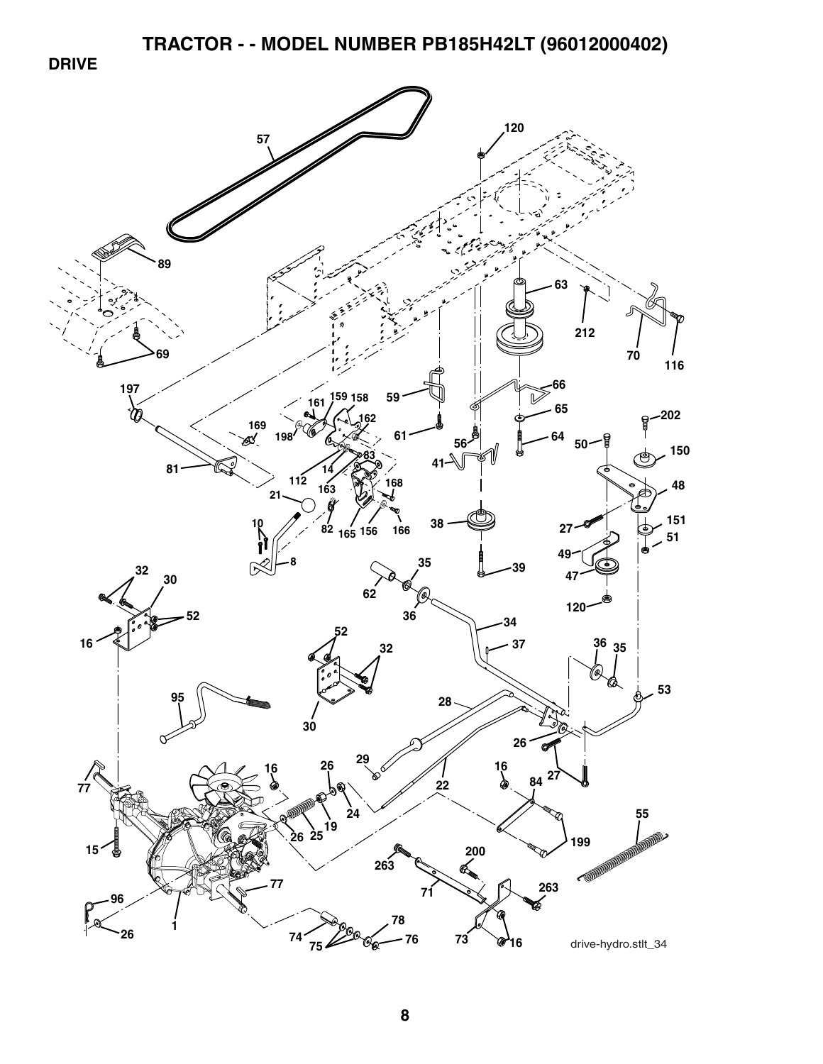# TRACTOR - - MODEL NUMBER PB185H42LT (96012000402)

## DRIVE

drive-hydro.stlt_34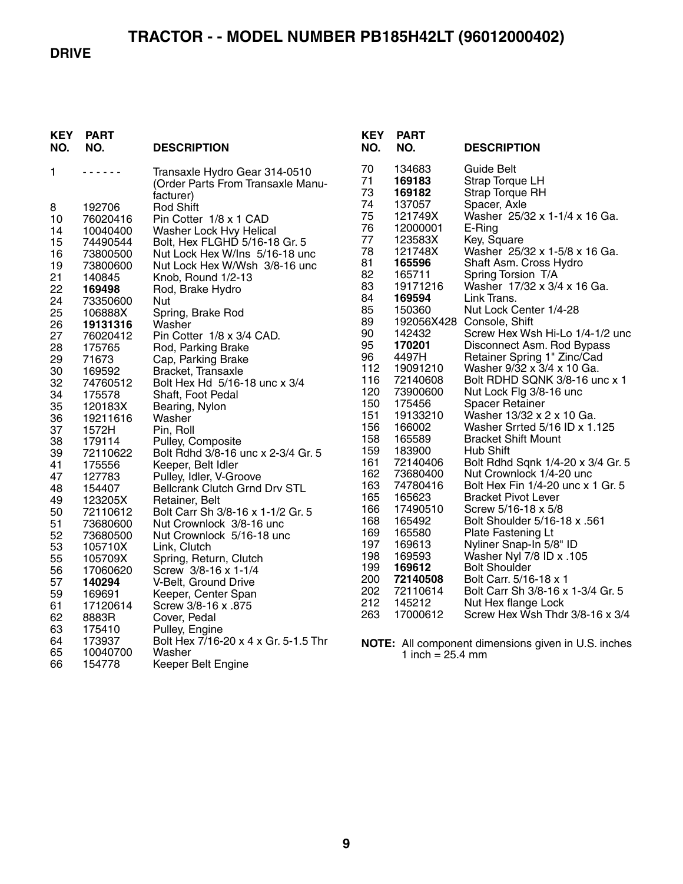# TRACTOR - - MODEL NUMBER PB185H42LT (96012000402)

## DRIVE

| KEY NO. | PART NO. | DESCRIPTION |
|---|---|---|
| 1 | - - - - - - | Transaxle Hydro Gear 314-0510 (Order Parts From Transaxle Manufacturer) |
| 8 | 192706 | Rod Shift |
| 10 | 76020416 | Pin Cotter 1/8 x 1 CAD |
| 14 | 10040400 | Washer Lock Hvy Helical |
| 15 | 74490544 | Bolt, Hex FLGHD 5/16-18 Gr. 5 |
| 16 | 73800500 | Nut Lock Hex W/Ins 5/16-18 unc |
| 19 | 73800600 | Nut Lock Hex W/Wsh 3/8-16 unc |
| 21 | 140845 | Knob, Round 1/2-13 |
| 22 | **169498** | Rod, Brake Hydro |
| 24 | 73350600 | Nut |
| 25 | 106888X | Spring, Brake Rod |
| 26 | **19131316** | Washer |
| 27 | 76020412 | Pin Cotter 1/8 x 3/4 CAD. |
| 28 | 175765 | Rod, Parking Brake |
| 29 | 71673 | Cap, Parking Brake |
| 30 | 169592 | Bracket, Transaxle |
| 32 | 74760512 | Bolt Hex Hd 5/16-18 unc x 3/4 |
| 34 | 175578 | Shaft, Foot Pedal |
| 35 | 120183X | Bearing, Nylon |
| 36 | 19211616 | Washer |
| 37 | 1572H | Pin, Roll |
| 38 | 179114 | Pulley, Composite |
| 39 | 72110622 | Bolt Rdhd 3/8-16 unc x 2-3/4 Gr. 5 |
| 41 | 175556 | Keeper, Belt Idler |
| 47 | 127783 | Pulley, Idler, V-Groove |
| 48 | 154407 | Bellcrank Clutch Grnd Drv STL |
| 49 | 123205X | Retainer, Belt |
| 50 | 72110612 | Bolt Carr Sh 3/8-16 x 1-1/2 Gr. 5 |
| 51 | 73680600 | Nut Crownlock 3/8-16 unc |
| 52 | 73680500 | Nut Crownlock 5/16-18 unc |
| 53 | 105710X | Link, Clutch |
| 55 | 105709X | Spring, Return, Clutch |
| 56 | 17060620 | Screw 3/8-16 x 1-1/4 |
| 57 | **140294** | V-Belt, Ground Drive |
| 59 | 169691 | Keeper, Center Span |
| 61 | 17120614 | Screw 3/8-16 x .875 |
| 62 | 8883R | Cover, Pedal |
| 63 | 175410 | Pulley, Engine |
| 64 | 173937 | Bolt Hex 7/16-20 x 4 x Gr. 5-1.5 Thr |
| 65 | 10040700 | Washer |
| 66 | 154778 | Keeper Belt Engine |
| 70 | 134683 | Guide Belt |
| 71 | **169183** | Strap Torque LH |
| 73 | **169182** | Strap Torque RH |
| 74 | 137057 | Spacer, Axle |
| 75 | 121749X | Washer 25/32 x 1-1/4 x 16 Ga. |
| 76 | 12000001 | E-Ring |
| 77 | 123583X | Key, Square |
| 78 | 121748X | Washer 25/32 x 1-5/8 x 16 Ga. |
| 81 | **165596** | Shaft Asm. Cross Hydro |
| 82 | 165711 | Spring Torsion T/A |
| 83 | 19171216 | Washer 17/32 x 3/4 x 16 Ga. |
| 84 | **169594** | Link Trans. |
| 85 | 150360 | Nut Lock Center 1/4-28 |
| 89 | 192056X428 | Console, Shift |
| 90 | 142432 | Screw Hex Wsh Hi-Lo 1/4-1/2 unc |
| 95 | **170201** | Disconnect Asm. Rod Bypass |
| 96 | 4497H | Retainer Spring 1" Zinc/Cad |
| 112 | 19091210 | Washer 9/32 x 3/4 x 10 Ga. |
| 116 | 72140608 | Bolt RDHD SQNK 3/8-16 unc x 1 |
| 120 | 73900600 | Nut Lock Flg 3/8-16 unc |
| 150 | 175456 | Spacer Retainer |
| 151 | 19133210 | Washer 13/32 x 2 x 10 Ga. |
| 156 | 166002 | Washer Srrted 5/16 ID x 1.125 |
| 158 | 165589 | Bracket Shift Mount |
| 159 | 183900 | Hub Shift |
| 161 | 72140406 | Bolt Rdhd Sqnk 1/4-20 x 3/4 Gr. 5 |
| 162 | 73680400 | Nut Crownlock 1/4-20 unc |
| 163 | 74780416 | Bolt Hex Fin 1/4-20 unc x 1 Gr. 5 |
| 165 | 165623 | Bracket Pivot Lever |
| 166 | 17490510 | Screw 5/16-18 x 5/8 |
| 168 | 165492 | Bolt Shoulder 5/16-18 x .561 |
| 169 | 165580 | Plate Fastening Lt |
| 197 | 169613 | Nyliner Snap-In 5/8" ID |
| 198 | 169593 | Washer Nyl 7/8 ID x .105 |
| 199 | **169612** | Bolt Shoulder |
| 200 | **72140508** | Bolt Carr. 5/16-18 x 1 |
| 202 | 72110614 | Bolt Carr Sh 3/8-16 x 1-3/4 Gr. 5 |
| 212 | 145212 | Nut Hex flange Lock |
| 263 | 17000612 | Screw Hex Wsh Thdr 3/8-16 x 3/4 |

**NOTE:** All component dimensions given in U.S. inches
1 inch = 25.4 mm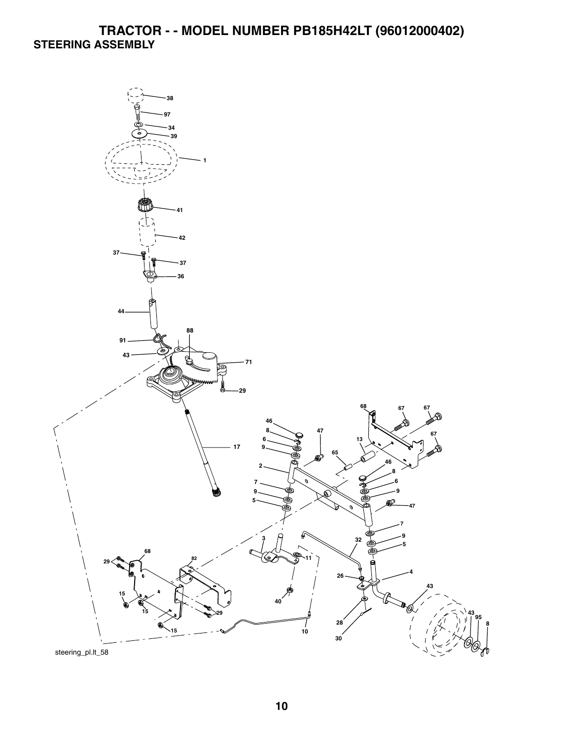# TRACTOR - - MODEL NUMBER PB185H42LT (96012000402)

## STEERING ASSEMBLY

38
97
34
39
1
41
42
37
37
36
44
88
91
43
71
29
17
68
67
67
46
47
67
8
13
6
65
9
46
2
8
6
7
9
9
47
5
7
3
32
9
68
82
11
5
29
26
4
43
15
40
43
95
15
29
28
8
15
10
30

steering_pl.lt_58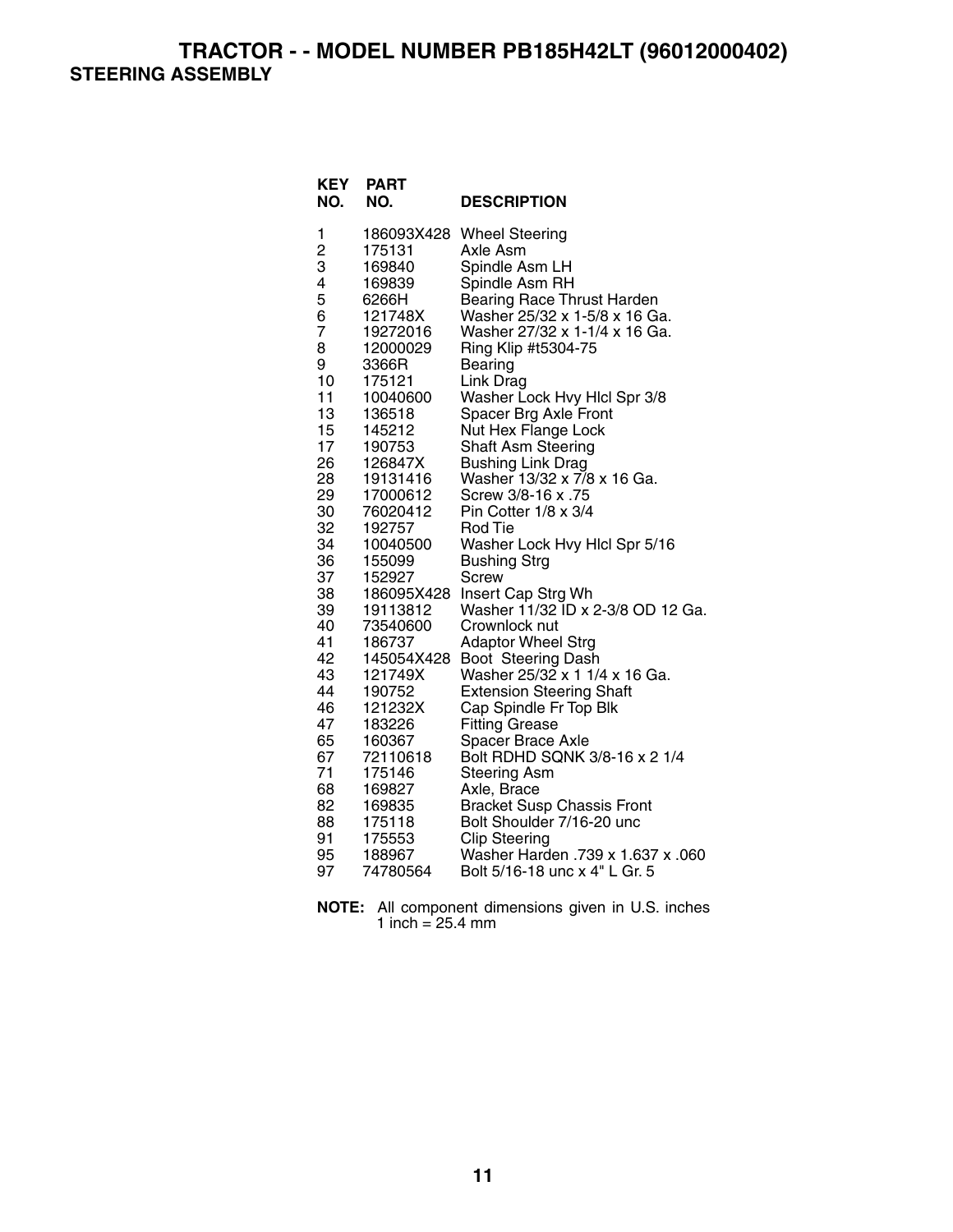# TRACTOR - - MODEL NUMBER PB185H42LT (96012000402)

## STEERING ASSEMBLY

| KEY NO. | PART NO. | DESCRIPTION |
|---|---|---|
| 1 | 186093X428 | Wheel Steering |
| 2 | 175131 | Axle Asm |
| 3 | 169840 | Spindle Asm LH |
| 4 | 169839 | Spindle Asm RH |
| 5 | 6266H | Bearing Race Thrust Harden |
| 6 | 121748X | Washer 25/32 x 1-5/8 x 16 Ga. |
| 7 | 19272016 | Washer 27/32 x 1-1/4 x 16 Ga. |
| 8 | 12000029 | Ring Klip #t5304-75 |
| 9 | 3366R | Bearing |
| 10 | 175121 | Link Drag |
| 11 | 10040600 | Washer Lock Hvy Hlcl Spr 3/8 |
| 13 | 136518 | Spacer Brg Axle Front |
| 15 | 145212 | Nut Hex Flange Lock |
| 17 | 190753 | Shaft Asm Steering |
| 26 | 126847X | Bushing Link Drag |
| 28 | 19131416 | Washer 13/32 x 7/8 x 16 Ga. |
| 29 | 17000612 | Screw 3/8-16 x .75 |
| 30 | 76020412 | Pin Cotter 1/8 x 3/4 |
| 32 | 192757 | Rod Tie |
| 34 | 10040500 | Washer Lock Hvy Hlcl Spr 5/16 |
| 36 | 155099 | Bushing Strg |
| 37 | 152927 | Screw |
| 38 | 186095X428 | Insert Cap Strg Wh |
| 39 | 19113812 | Washer 11/32 ID x 2-3/8 OD 12 Ga. |
| 40 | 73540600 | Crownlock nut |
| 41 | 186737 | Adaptor Wheel Strg |
| 42 | 145054X428 | Boot Steering Dash |
| 43 | 121749X | Washer 25/32 x 1 1/4 x 16 Ga. |
| 44 | 190752 | Extension Steering Shaft |
| 46 | 121232X | Cap Spindle Fr Top Blk |
| 47 | 183226 | Fitting Grease |
| 65 | 160367 | Spacer Brace Axle |
| 67 | 72110618 | Bolt RDHD SQNK 3/8-16 x 2 1/4 |
| 71 | 175146 | Steering Asm |
| 68 | 169827 | Axle, Brace |
| 82 | 169835 | Bracket Susp Chassis Front |
| 88 | 175118 | Bolt Shoulder 7/16-20 unc |
| 91 | 175553 | Clip Steering |
| 95 | 188967 | Washer Harden .739 x 1.637 x .060 |
| 97 | 74780564 | Bolt 5/16-18 unc x 4" L Gr. 5 |

**NOTE:** All component dimensions given in U.S. inches
1 inch = 25.4 mm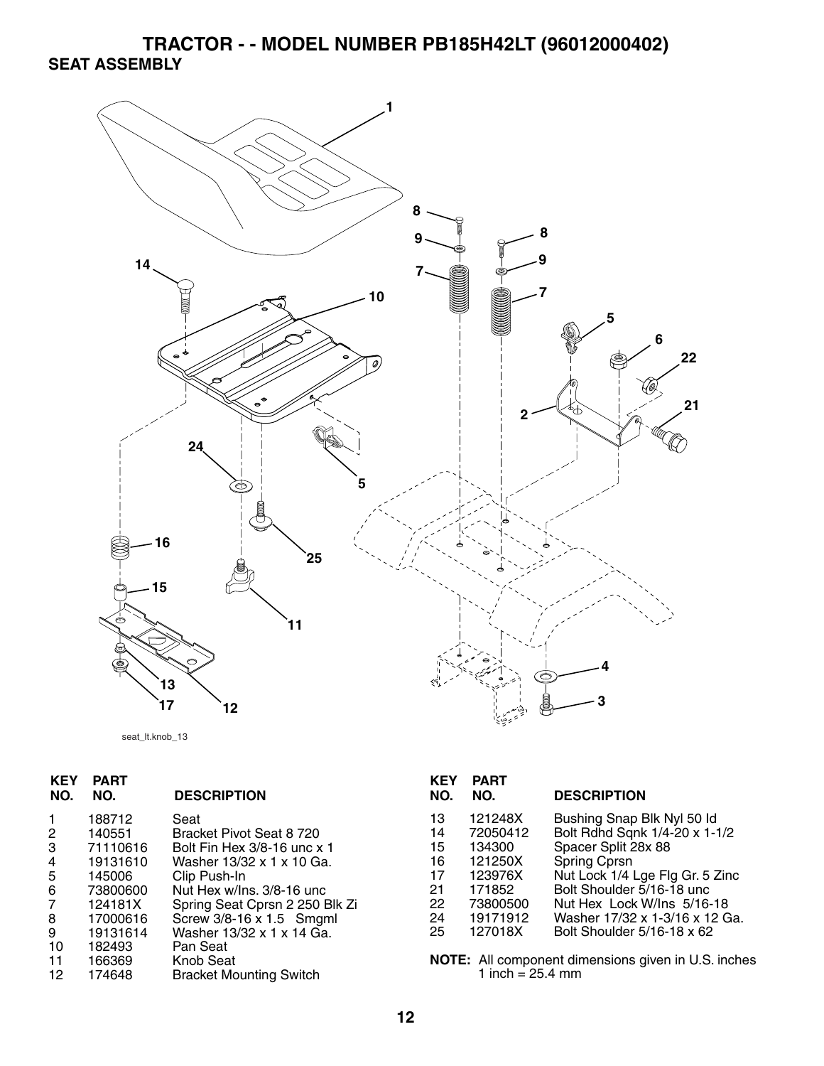# TRACTOR - - MODEL NUMBER PB185H42LT (96012000402)

## SEAT ASSEMBLY

seat_lt.knob_13

| KEY NO. | PART NO. | DESCRIPTION |
|---|---|---|
| 1 | 188712 | Seat |
| 2 | 140551 | Bracket Pivot Seat 8 720 |
| 3 | 71110616 | Bolt Fin Hex 3/8-16 unc x 1 |
| 4 | 19131610 | Washer 13/32 x 1 x 10 Ga. |
| 5 | 145006 | Clip Push-In |
| 6 | 73800600 | Nut Hex w/Ins. 3/8-16 unc |
| 7 | 124181X | Spring Seat Cprsn 2 250 Blk Zi |
| 8 | 17000616 | Screw 3/8-16 x 1.5 Smgml |
| 9 | 19131614 | Washer 13/32 x 1 x 14 Ga. |
| 10 | 182493 | Pan Seat |
| 11 | 166369 | Knob Seat |
| 12 | 174648 | Bracket Mounting Switch |
| 13 | 121248X | Bushing Snap Blk Nyl 50 Id |
| 14 | 72050412 | Bolt Rdhd Sqnk 1/4-20 x 1-1/2 |
| 15 | 134300 | Spacer Split 28x 88 |
| 16 | 121250X | Spring Cprsn |
| 17 | 123976X | Nut Lock 1/4 Lge Flg Gr. 5 Zinc |
| 21 | 171852 | Bolt Shoulder 5/16-18 unc |
| 22 | 73800500 | Nut Hex Lock W/Ins 5/16-18 |
| 24 | 19171912 | Washer 17/32 x 1-3/16 x 12 Ga. |
| 25 | 127018X | Bolt Shoulder 5/16-18 x 62 |

**NOTE:** All component dimensions given in U.S. inches
1 inch = 25.4 mm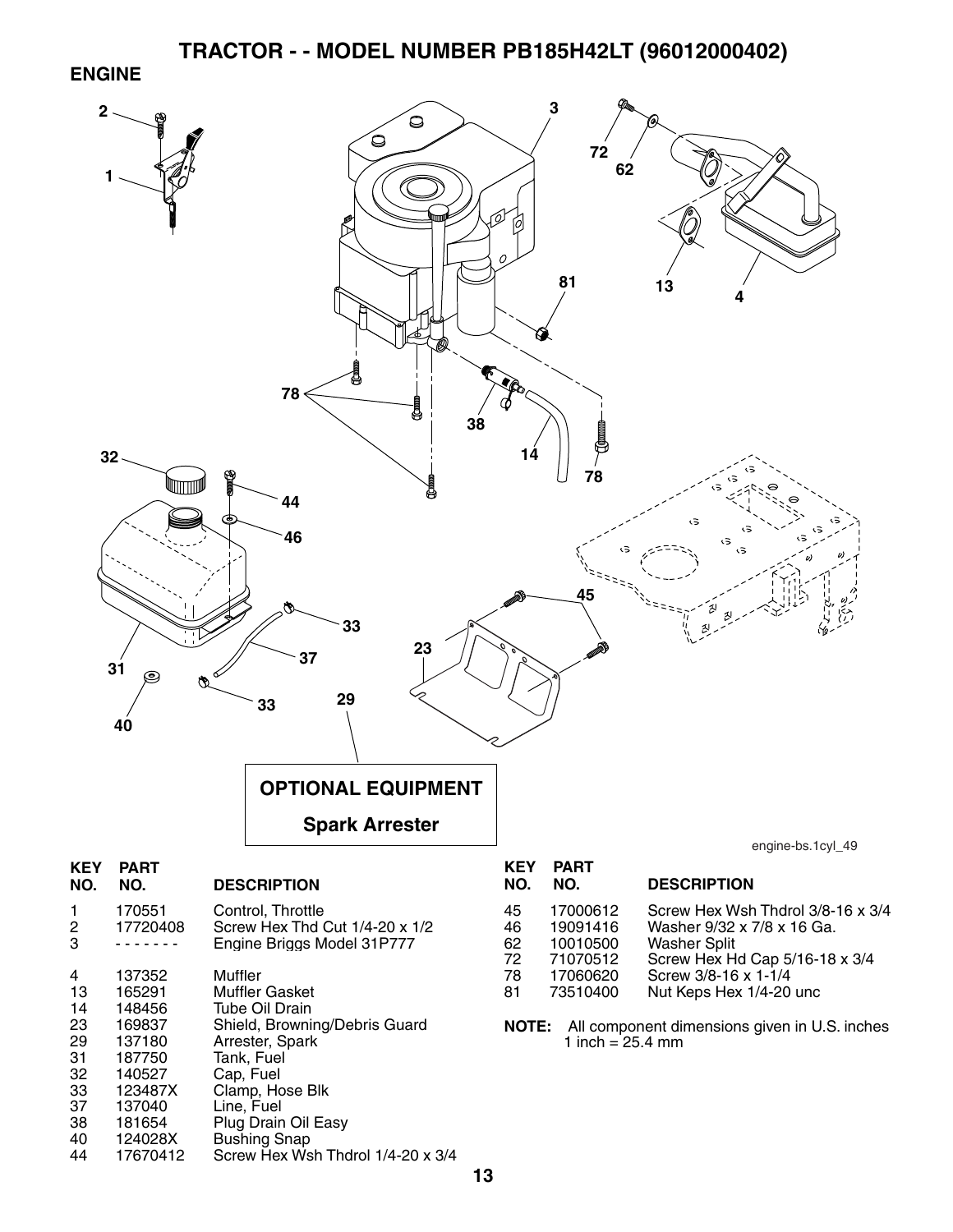# TRACTOR - - MODEL NUMBER PB185H42LT (96012000402)

## ENGINE

**OPTIONAL EQUIPMENT**

**Spark Arrester**

engine-bs.1cyl_49

| KEY NO. | PART NO. | DESCRIPTION |
|---|---|---|
| 1 | 170551 | Control, Throttle |
| 2 | 17720408 | Screw Hex Thd Cut 1/4-20 x 1/2 |
| 3 | - - - - - - - | Engine Briggs Model 31P777 |
| 4 | 137352 | Muffler |
| 13 | 165291 | Muffler Gasket |
| 14 | 148456 | Tube Oil Drain |
| 23 | 169837 | Shield, Browning/Debris Guard |
| 29 | 137180 | Arrester, Spark |
| 31 | 187750 | Tank, Fuel |
| 32 | 140527 | Cap, Fuel |
| 33 | 123487X | Clamp, Hose Blk |
| 37 | 137040 | Line, Fuel |
| 38 | 181654 | Plug Drain Oil Easy |
| 40 | 124028X | Bushing Snap |
| 44 | 17670412 | Screw Hex Wsh Thdrol 1/4-20 x 3/4 |
| 45 | 17000612 | Screw Hex Wsh Thdrol 3/8-16 x 3/4 |
| 46 | 19091416 | Washer 9/32 x 7/8 x 16 Ga. |
| 62 | 10010500 | Washer Split |
| 72 | 71070512 | Screw Hex Hd Cap 5/16-18 x 3/4 |
| 78 | 17060620 | Screw 3/8-16 x 1-1/4 |
| 81 | 73510400 | Nut Keps Hex 1/4-20 unc |

**NOTE:** All component dimensions given in U.S. inches
1 inch = 25.4 mm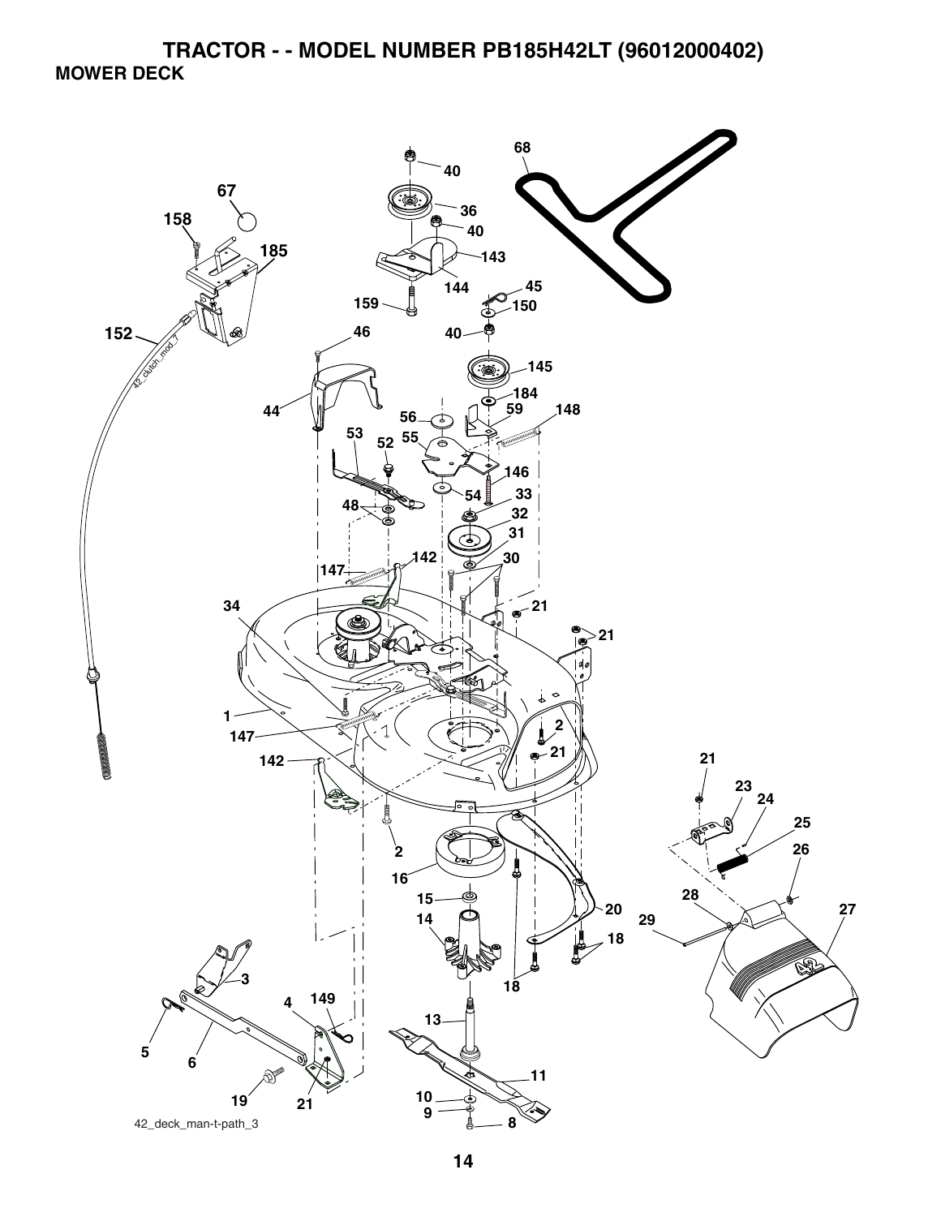# TRACTOR - - MODEL NUMBER PB185H42LT (96012000402)

## MOWER DECK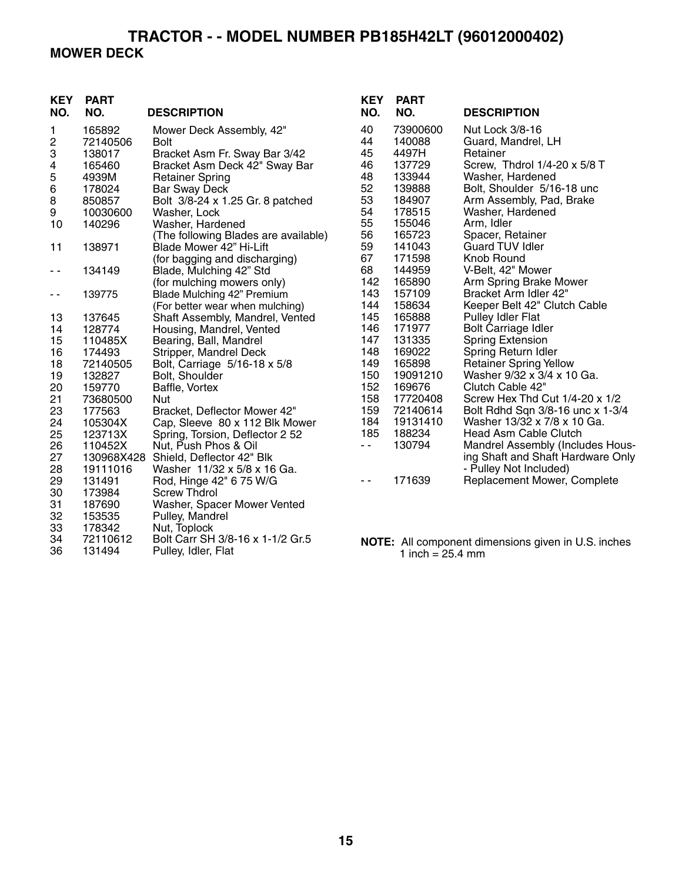# TRACTOR - - MODEL NUMBER PB185H42LT (96012000402)

## MOWER DECK

| KEY NO. | PART NO. | DESCRIPTION |
|---|---|---|
| 1 | 165892 | Mower Deck Assembly, 42" |
| 2 | 72140506 | Bolt |
| 3 | 138017 | Bracket Asm Fr. Sway Bar 3/42 |
| 4 | 165460 | Bracket Asm Deck 42" Sway Bar |
| 5 | 4939M | Retainer Spring |
| 6 | 178024 | Bar Sway Deck |
| 8 | 850857 | Bolt 3/8-24 x 1.25 Gr. 8 patched |
| 9 | 10030600 | Washer, Lock |
| 10 | 140296 | Washer, Hardened |
| | | (The following Blades are available) |
| 11 | 138971 | Blade Mower 42" Hi-Lift (for bagging and discharging) |
| - - | 134149 | Blade, Mulching 42" Std (for mulching mowers only) |
| - - | 139775 | Blade Mulching 42" Premium (For better wear when mulching) |
| 13 | 137645 | Shaft Assembly, Mandrel, Vented |
| 14 | 128774 | Housing, Mandrel, Vented |
| 15 | 110485X | Bearing, Ball, Mandrel |
| 16 | 174493 | Stripper, Mandrel Deck |
| 18 | 72140505 | Bolt, Carriage 5/16-18 x 5/8 |
| 19 | 132827 | Bolt, Shoulder |
| 20 | 159770 | Baffle, Vortex |
| 21 | 73680500 | Nut |
| 23 | 177563 | Bracket, Deflector Mower 42" |
| 24 | 105304X | Cap, Sleeve 80 x 112 Blk Mower |
| 25 | 123713X | Spring, Torsion, Deflector 2 52 |
| 26 | 110452X | Nut, Push Phos & Oil |
| 27 | 130968X428 | Shield, Deflector 42" Blk |
| 28 | 19111016 | Washer 11/32 x 5/8 x 16 Ga. |
| 29 | 131491 | Rod, Hinge 42" 6 75 W/G |
| 30 | 173984 | Screw Thdrol |
| 31 | 187690 | Washer, Spacer Mower Vented |
| 32 | 153535 | Pulley, Mandrel |
| 33 | 178342 | Nut, Toplock |
| 34 | 72110612 | Bolt Carr SH 3/8-16 x 1-1/2 Gr.5 |
| 36 | 131494 | Pulley, Idler, Flat |
| 40 | 73900600 | Nut Lock 3/8-16 |
| 44 | 140088 | Guard, Mandrel, LH |
| 45 | 4497H | Retainer |
| 46 | 137729 | Screw, Thdrol 1/4-20 x 5/8 T |
| 48 | 133944 | Washer, Hardened |
| 52 | 139888 | Bolt, Shoulder 5/16-18 unc |
| 53 | 184907 | Arm Assembly, Pad, Brake |
| 54 | 178515 | Washer, Hardened |
| 55 | 155046 | Arm, Idler |
| 56 | 165723 | Spacer, Retainer |
| 59 | 141043 | Guard TUV Idler |
| 67 | 171598 | Knob Round |
| 68 | 144959 | V-Belt, 42" Mower |
| 142 | 165890 | Arm Spring Brake Mower |
| 143 | 157109 | Bracket Arm Idler 42" |
| 144 | 158634 | Keeper Belt 42" Clutch Cable |
| 145 | 165888 | Pulley Idler Flat |
| 146 | 171977 | Bolt Carriage Idler |
| 147 | 131335 | Spring Extension |
| 148 | 169022 | Spring Return Idler |
| 149 | 165898 | Retainer Spring Yellow |
| 150 | 19091210 | Washer 9/32 x 3/4 x 10 Ga. |
| 152 | 169676 | Clutch Cable 42" |
| 158 | 17720408 | Screw Hex Thd Cut 1/4-20 x 1/2 |
| 159 | 72140614 | Bolt Rdhd Sqn 3/8-16 unc x 1-3/4 |
| 184 | 19131410 | Washer 13/32 x 7/8 x 10 Ga. |
| 185 | 188234 | Head Asm Cable Clutch |
| - - | 130794 | Mandrel Assembly (Includes Housing Shaft and Shaft Hardware Only - Pulley Not Included) |
| - - | 171639 | Replacement Mower, Complete |

**NOTE:** All component dimensions given in U.S. inches
1 inch = 25.4 mm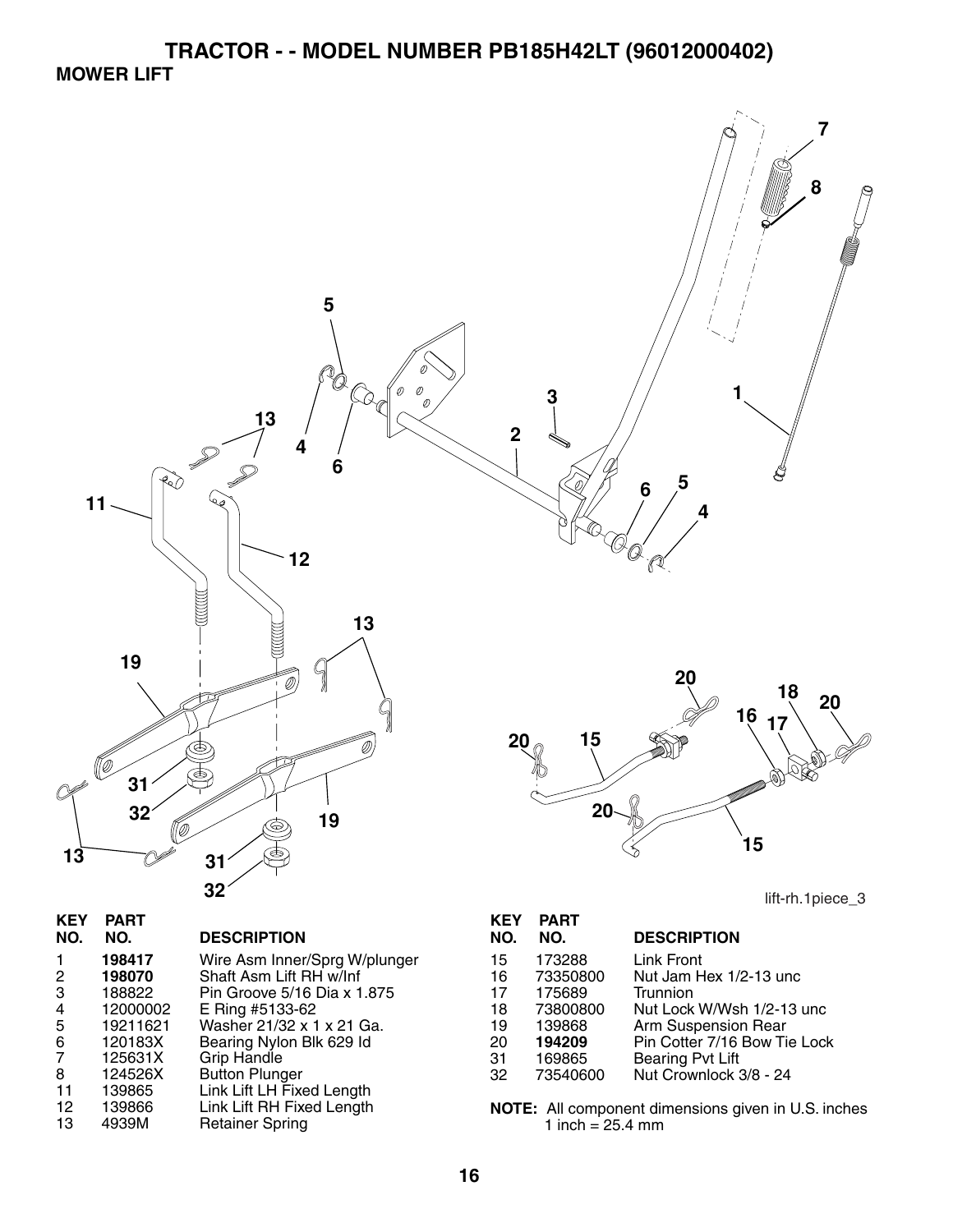# TRACTOR - - MODEL NUMBER PB185H42LT (96012000402)

## MOWER LIFT

lift-rh.1piece_3

| KEY NO. | PART NO. | DESCRIPTION |
|---|---|---|
| 1 | **198417** | Wire Asm Inner/Sprg W/plunger |
| 2 | **198070** | Shaft Asm Lift RH w/Inf |
| 3 | 188822 | Pin Groove 5/16 Dia x 1.875 |
| 4 | 12000002 | E Ring #5133-62 |
| 5 | 19211621 | Washer 21/32 x 1 x 21 Ga. |
| 6 | 120183X | Bearing Nylon Blk 629 Id |
| 7 | 125631X | Grip Handle |
| 8 | 124526X | Button Plunger |
| 11 | 139865 | Link Lift LH Fixed Length |
| 12 | 139866 | Link Lift RH Fixed Length |
| 13 | 4939M | Retainer Spring |
| 15 | 173288 | Link Front |
| 16 | 73350800 | Nut Jam Hex 1/2-13 unc |
| 17 | 175689 | Trunnion |
| 18 | 73800800 | Nut Lock W/Wsh 1/2-13 unc |
| 19 | 139868 | Arm Suspension Rear |
| 20 | **194209** | Pin Cotter 7/16 Bow Tie Lock |
| 31 | 169865 | Bearing Pvt Lift |
| 32 | 73540600 | Nut Crownlock 3/8 - 24 |

**NOTE:** All component dimensions given in U.S. inches
1 inch = 25.4 mm